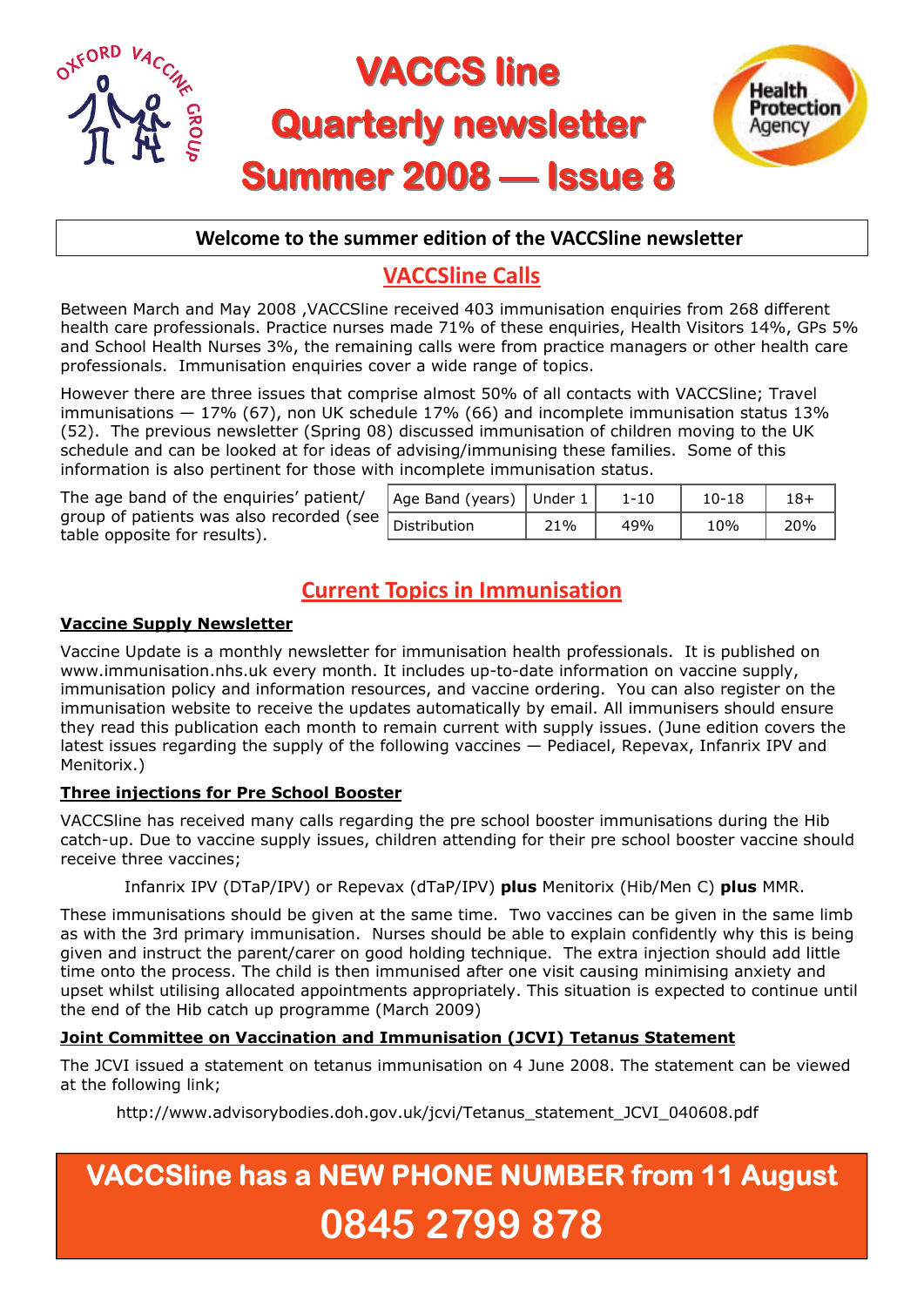# VACCS line Quarterly newsletter Summer 2008 — Issue 8

**Welcome to the summer edition of the VACCSline newsletter**

## VACCSline Calls

Between March and May 2008 ,VACCSline received 403 immunisation enquiries from 268 different health care professionals. Practice nurses made 71% of these enquiries, Health Visitors 14%, GPs 5% and School Health Nurses 3%, the remaining calls were from practice managers or other health care professionals. Immunisation enquiries cover a wide range of topics.

However there are three issues that comprise almost 50% of all contacts with VACCSline; Travel immunisations — 17% (67), non UK schedule 17% (66) and incomplete immunisation status 13% (52). The previous newsletter (Spring 08) discussed immunisation of children moving to the UK schedule and can be looked at for ideas of advising/immunising these families. Some of this information is also pertinent for those with incomplete immunisation status.

The age band of the enquiries' patient/ group of patients was also recorded (see table opposite for results).

| Age Band (years) | Under 1 | 1-10 | 10-18 | 18+ |
|---|---|---|---|---|
| Distribution | 21% | 49% | 10% | 20% |

## Current Topics in Immunisation

### Vaccine Supply Newsletter

Vaccine Update is a monthly newsletter for immunisation health professionals. It is published on www.immunisation.nhs.uk every month. It includes up-to-date information on vaccine supply, immunisation policy and information resources, and vaccine ordering. You can also register on the immunisation website to receive the updates automatically by email. All immunisers should ensure they read this publication each month to remain current with supply issues. (June edition covers the latest issues regarding the supply of the following vaccines — Pediacel, Repevax, Infanrix IPV and Menitorix.)

### Three injections for Pre School Booster

VACCSline has received many calls regarding the pre school booster immunisations during the Hib catch-up. Due to vaccine supply issues, children attending for their pre school booster vaccine should receive three vaccines;

Infanrix IPV (DTaP/IPV) or Repevax (dTaP/IPV) **plus** Menitorix (Hib/Men C) **plus** MMR.

These immunisations should be given at the same time. Two vaccines can be given in the same limb as with the 3rd primary immunisation. Nurses should be able to explain confidently why this is being given and instruct the parent/carer on good holding technique. The extra injection should add little time onto the process. The child is then immunised after one visit causing minimising anxiety and upset whilst utilising allocated appointments appropriately. This situation is expected to continue until the end of the Hib catch up programme (March 2009)

### Joint Committee on Vaccination and Immunisation (JCVI) Tetanus Statement

The JCVI issued a statement on tetanus immunisation on 4 June 2008. The statement can be viewed at the following link;

http://www.advisorybodies.doh.gov.uk/jcvi/Tetanus_statement_JCVI_040608.pdf

**VACCSline has a NEW PHONE NUMBER from 11 August**

**0845 2799 878**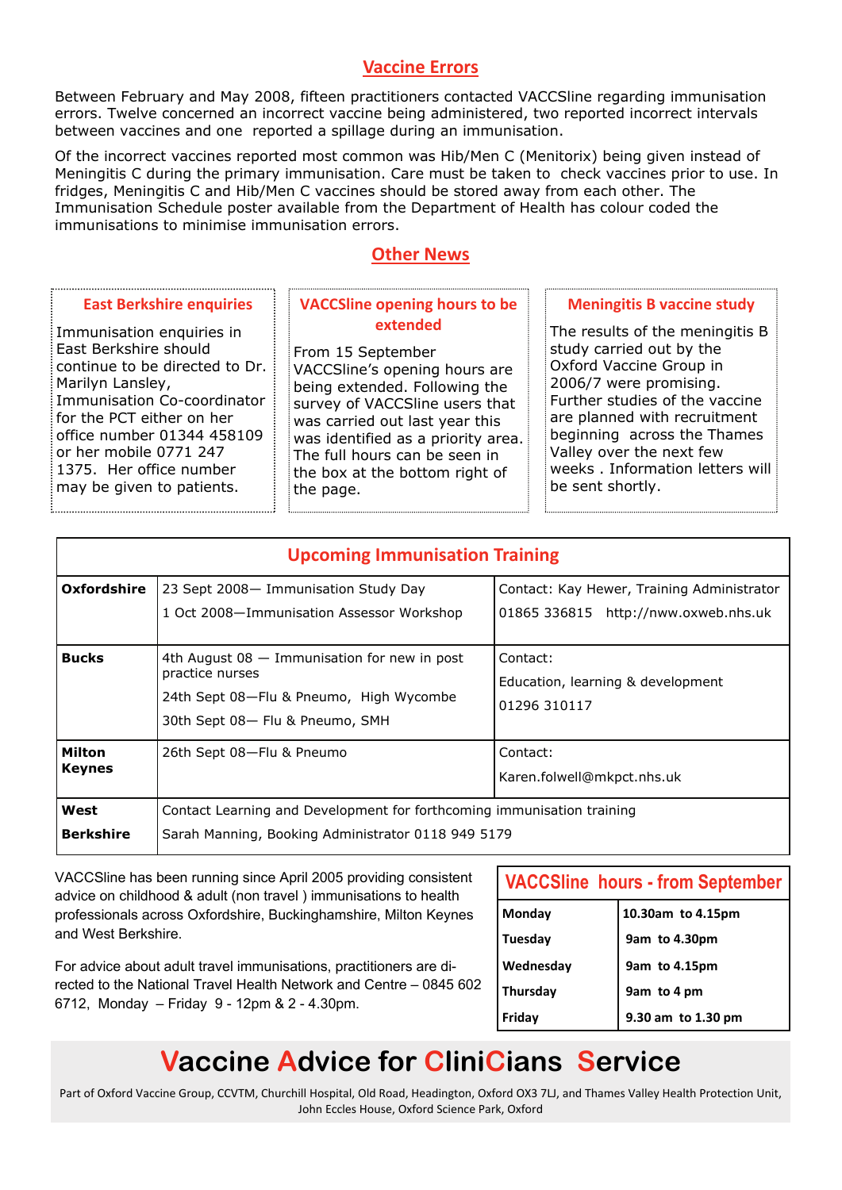## Vaccine Errors

Between February and May 2008, fifteen practitioners contacted VACCSline regarding immunisation errors. Twelve concerned an incorrect vaccine being administered, two reported incorrect intervals between vaccines and one reported a spillage during an immunisation.

Of the incorrect vaccines reported most common was Hib/Men C (Menitorix) being given instead of Meningitis C during the primary immunisation. Care must be taken to check vaccines prior to use. In fridges, Meningitis C and Hib/Men C vaccines should be stored away from each other. The Immunisation Schedule poster available from the Department of Health has colour coded the immunisations to minimise immunisation errors.

## Other News

### East Berkshire enquiries

Immunisation enquiries in East Berkshire should continue to be directed to Dr. Marilyn Lansley, Immunisation Co-coordinator for the PCT either on her office number 01344 458109 or her mobile 0771 247 1375. Her office number may be given to patients.

### VACCSline opening hours to be extended

From 15 September VACCSline's opening hours are being extended. Following the survey of VACCSline users that was carried out last year this was identified as a priority area. The full hours can be seen in the box at the bottom right of the page.

### Meningitis B vaccine study

The results of the meningitis B study carried out by the Oxford Vaccine Group in 2006/7 were promising. Further studies of the vaccine are planned with recruitment beginning across the Thames Valley over the next few weeks . Information letters will be sent shortly.

### Upcoming Immunisation Training

| | | |
|---|---|---|
| **Oxfordshire** | 23 Sept 2008— Immunisation Study Day<br>1 Oct 2008—Immunisation Assessor Workshop | Contact: Kay Hewer, Training Administrator<br>01865 336815 http://nww.oxweb.nhs.uk |
| **Bucks** | 4th August 08 — Immunisation for new in post practice nurses<br>24th Sept 08—Flu & Pneumo, High Wycombe<br>30th Sept 08— Flu & Pneumo, SMH | Contact:<br>Education, learning & development<br>01296 310117 |
| **Milton Keynes** | 26th Sept 08—Flu & Pneumo | Contact:<br>Karen.folwell@mkpct.nhs.uk |
| **West Berkshire** | Contact Learning and Development for forthcoming immunisation training<br>Sarah Manning, Booking Administrator 0118 949 5179 | |

VACCSline has been running since April 2005 providing consistent advice on childhood & adult (non travel ) immunisations to health professionals across Oxfordshire, Buckinghamshire, Milton Keynes and West Berkshire.

For advice about adult travel immunisations, practitioners are directed to the National Travel Health Network and Centre – 0845 602 6712, Monday – Friday 9 - 12pm & 2 - 4.30pm.

### VACCSline hours - from September

| | |
|---|---|
| **Monday** | **10.30am to 4.15pm** |
| **Tuesday** | **9am to 4.30pm** |
| **Wednesday** | **9am to 4.15pm** |
| **Thursday** | **9am to 4 pm** |
| **Friday** | **9.30 am to 1.30 pm** |

# Vaccine Advice for CliniCians Service

Part of Oxford Vaccine Group, CCVTM, Churchill Hospital, Old Road, Headington, Oxford OX3 7LJ, and Thames Valley Health Protection Unit, John Eccles House, Oxford Science Park, Oxford